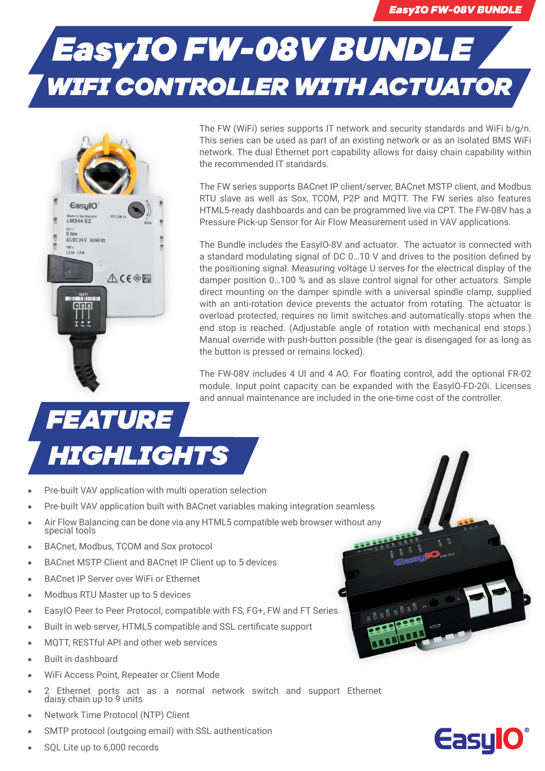# EasyIO FW-08V BUNDLE

## WIFI CONTROLLER WITH ACTUATOR

The FW (WiFi) series supports IT network and security standards and WiFi b/g/n. This series can be used as part of an existing network or as an isolated BMS WiFi network. The dual Ethernet port capability allows for daisy chain capability within the recommended IT standards.

The FW series supports BACnet IP client/server, BACnet MSTP client, and Modbus RTU slave as well as Sox, TCOM, P2P and MQTT. The FW series also features HTML5-ready dashboards and can be programmed live via CPT. The FW-08V has a Pressure Pick-up Sensor for Air Flow Measurement used in VAV applications.

The Bundle includes the EasyIO-8V and actuator. The actuator is connected with a standard modulating signal of DC 0...10 V and drives to the position defined by the positioning signal. Measuring voltage U serves for the electrical display of the damper position 0...100 % and as slave control signal for other actuators. Simple direct mounting on the damper spindle with a universal spindle clamp, supplied with an anti-rotation device prevents the actuator from rotating. The actuator is overload protected, requires no limit switches and automatically stops when the end stop is reached. (Adjustable angle of rotation with mechanical end stops.) Manual override with push-button possible (the gear is disengaged for as long as the button is pressed or remains locked).

The FW-08V includes 4 UI and 4 AO. For floating control, add the optional FR-02 module. Input point capacity can be expanded with the EasyIO-FD-20i. Licenses and annual maintenance are included in the one-time cost of the controller.

## FEATURE HIGHLIGHTS

- Pre-built VAV application with multi operation selection
- Pre-built VAV application built with BACnet variables making integration seamless
- Air Flow Balancing can be done via any HTML5 compatible web browser without any special tools
- BACnet, Modbus, TCOM and Sox protocol
- BACnet MSTP Client and BACnet IP Client up to 5 devices
- BACnet IP Server over WiFi or Ethernet
- Modbus RTU Master up to 5 devices
- EasyIO Peer to Peer Protocol, compatible with FS, FG+, FW and FT Series
- Built in web server, HTML5 compatible and SSL certificate support
- MQTT, RESTful API and other web services
- Built in dashboard
- WiFi Access Point, Repeater or Client Mode
- 2 Ethernet ports act as a normal network switch and support Ethernet daisy chain up to 9 units
- Network Time Protocol (NTP) Client
- SMTP protocol (outgoing email) with SSL authentication
- SQL Lite up to 6,000 records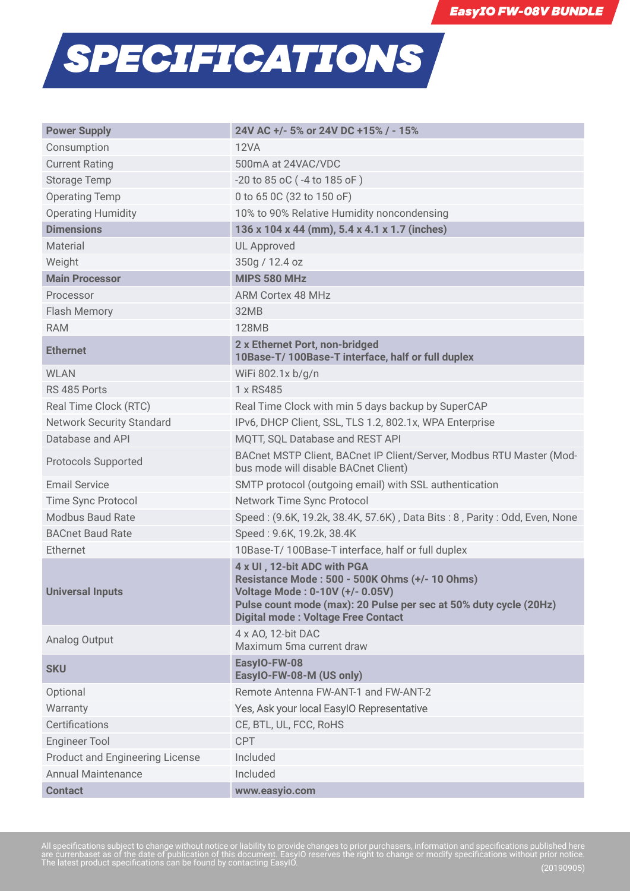# SPECIFICATIONS

| | |
|---|---|
| **Power Supply** | **24V AC +/- 5% or 24V DC +15% / - 15%** |
| Consumption | 12VA |
| Current Rating | 500mA at 24VAC/VDC |
| Storage Temp | -20 to 85 oC ( -4 to 185 oF ) |
| Operating Temp | 0 to 65 0C (32 to 150 oF) |
| Operating Humidity | 10% to 90% Relative Humidity noncondensing |
| **Dimensions** | **136 x 104 x 44 (mm), 5.4 x 4.1 x 1.7 (inches)** |
| Material | UL Approved |
| Weight | 350g / 12.4 oz |
| **Main Processor** | **MIPS 580 MHz** |
| Processor | ARM Cortex 48 MHz |
| Flash Memory | 32MB |
| RAM | 128MB |
| **Ethernet** | **2 x Ethernet Port, non-bridged**<br>**10Base-T/ 100Base-T interface, half or full duplex** |
| WLAN | WiFi 802.1x b/g/n |
| RS 485 Ports | 1 x RS485 |
| Real Time Clock (RTC) | Real Time Clock with min 5 days backup by SuperCAP |
| Network Security Standard | IPv6, DHCP Client, SSL, TLS 1.2, 802.1x, WPA Enterprise |
| Database and API | MQTT, SQL Database and REST API |
| Protocols Supported | BACnet MSTP Client, BACnet IP Client/Server, Modbus RTU Master (Modbus mode will disable BACnet Client) |
| Email Service | SMTP protocol (outgoing email) with SSL authentication |
| Time Sync Protocol | Network Time Sync Protocol |
| Modbus Baud Rate | Speed : (9.6K, 19.2k, 38.4K, 57.6K) , Data Bits : 8 , Parity : Odd, Even, None |
| BACnet Baud Rate | Speed : 9.6K, 19.2k, 38.4K |
| Ethernet | 10Base-T/ 100Base-T interface, half or full duplex |
| **Universal Inputs** | **4 x UI , 12-bit ADC with PGA**<br>**Resistance Mode : 500 - 500K Ohms (+/- 10 Ohms)**<br>**Voltage Mode : 0-10V (+/- 0.05V)**<br>**Pulse count mode (max): 20 Pulse per sec at 50% duty cycle (20Hz)**<br>**Digital mode : Voltage Free Contact** |
| Analog Output | 4 x AO, 12-bit DAC<br>Maximum 5ma current draw |
| **SKU** | **EasyIO-FW-08**<br>**EasyIO-FW-08-M (US only)** |
| Optional | Remote Antenna FW-ANT-1 and FW-ANT-2 |
| Warranty | Yes, Ask your local EasyIO Representative |
| Certifications | CE, BTL, UL, FCC, RoHS |
| Engineer Tool | CPT |
| Product and Engineering License | Included |
| Annual Maintenance | Included |
| **Contact** | **www.easyio.com** |

All specifications subject to change without notice or liability to provide changes to prior purchasers, information and specifications published here are currenbaset as of the date of publication of this document. EasyIO reserves the right to change or modify specifications without prior notice. The latest product specifications can be found by contacting EasyIO.

(20190905)